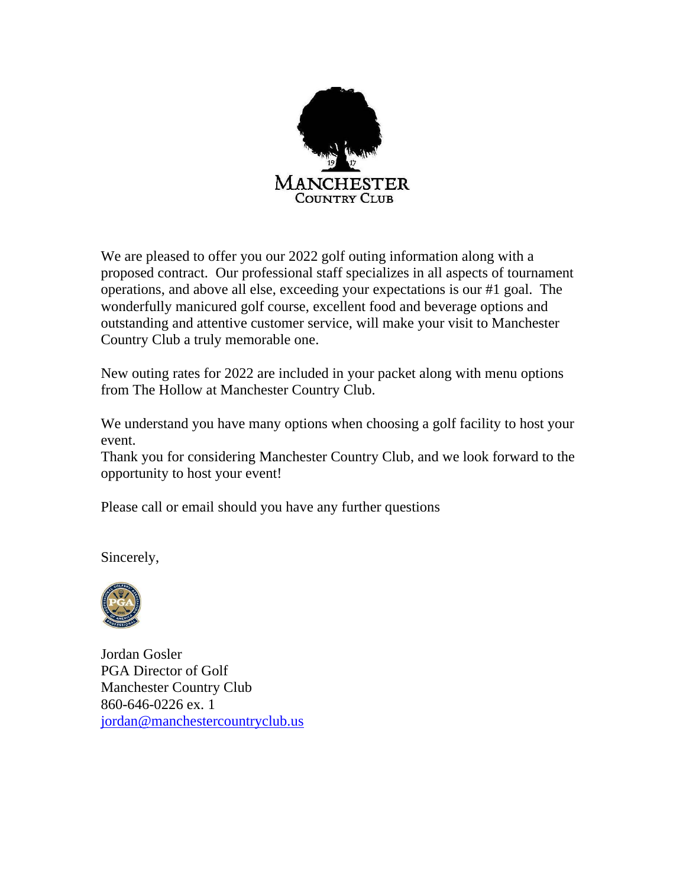We are pleased to offer you our 2022 golf outing information along with a proposed contract. Our professional staff specializes in all aspects of tournament operations, and above all else, exceeding your expectations is our #1 goal. The wonderfully manicured golf course, excellent food and beverage options and outstanding and attentive customer service, will make your visit to Manchester Country Club a truly memorable one.

New outing rates for 2022 are included in your packet along with menu options from The Hollow at Manchester Country Club.

We understand you have many options when choosing a golf facility to host your event.
Thank you for considering Manchester Country Club, and we look forward to the opportunity to host your event!

Please call or email should you have any further questions

Sincerely,

Jordan Gosler
PGA Director of Golf
Manchester Country Club
860-646-0226 ex. 1
jordan@manchestercountryclub.us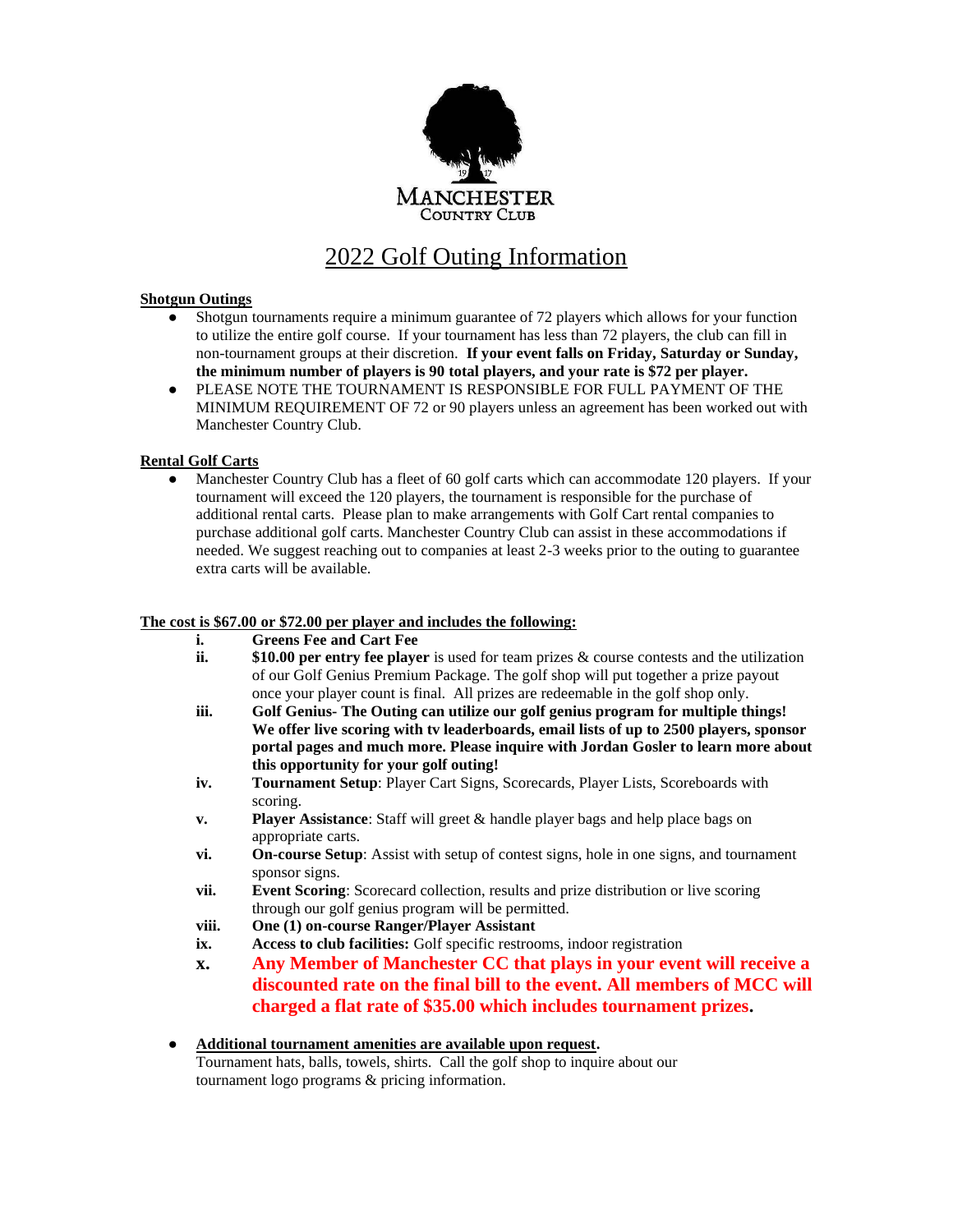MANCHESTER
COUNTRY CLUB

# 2022 Golf Outing Information

**Shotgun Outings**

- Shotgun tournaments require a minimum guarantee of 72 players which allows for your function to utilize the entire golf course. If your tournament has less than 72 players, the club can fill in non-tournament groups at their discretion. **If your event falls on Friday, Saturday or Sunday, the minimum number of players is 90 total players, and your rate is $72 per player.**
- PLEASE NOTE THE TOURNAMENT IS RESPONSIBLE FOR FULL PAYMENT OF THE MINIMUM REQUIREMENT OF 72 or 90 players unless an agreement has been worked out with Manchester Country Club.

**Rental Golf Carts**

- Manchester Country Club has a fleet of 60 golf carts which can accommodate 120 players. If your tournament will exceed the 120 players, the tournament is responsible for the purchase of additional rental carts. Please plan to make arrangements with Golf Cart rental companies to purchase additional golf carts. Manchester Country Club can assist in these accommodations if needed. We suggest reaching out to companies at least 2-3 weeks prior to the outing to guarantee extra carts will be available.

**The cost is $67.00 or $72.00 per player and includes the following:**

i. **Greens Fee and Cart Fee**
ii. **$10.00 per entry fee player** is used for team prizes & course contests and the utilization of our Golf Genius Premium Package. The golf shop will put together a prize payout once your player count is final. All prizes are redeemable in the golf shop only.
iii. **Golf Genius- The Outing can utilize our golf genius program for multiple things! We offer live scoring with tv leaderboards, email lists of up to 2500 players, sponsor portal pages and much more. Please inquire with Jordan Gosler to learn more about this opportunity for your golf outing!**
iv. **Tournament Setup**: Player Cart Signs, Scorecards, Player Lists, Scoreboards with scoring.
v. **Player Assistance**: Staff will greet & handle player bags and help place bags on appropriate carts.
vi. **On-course Setup**: Assist with setup of contest signs, hole in one signs, and tournament sponsor signs.
vii. **Event Scoring**: Scorecard collection, results and prize distribution or live scoring through our golf genius program will be permitted.
viii. **One (1) on-course Ranger/Player Assistant**
ix. **Access to club facilities:** Golf specific restrooms, indoor registration
x. **Any Member of Manchester CC that plays in your event will receive a discounted rate on the final bill to the event. All members of MCC will charged a flat rate of $35.00 which includes tournament prizes.**

- **Additional tournament amenities are available upon request.**
  Tournament hats, balls, towels, shirts. Call the golf shop to inquire about our tournament logo programs & pricing information.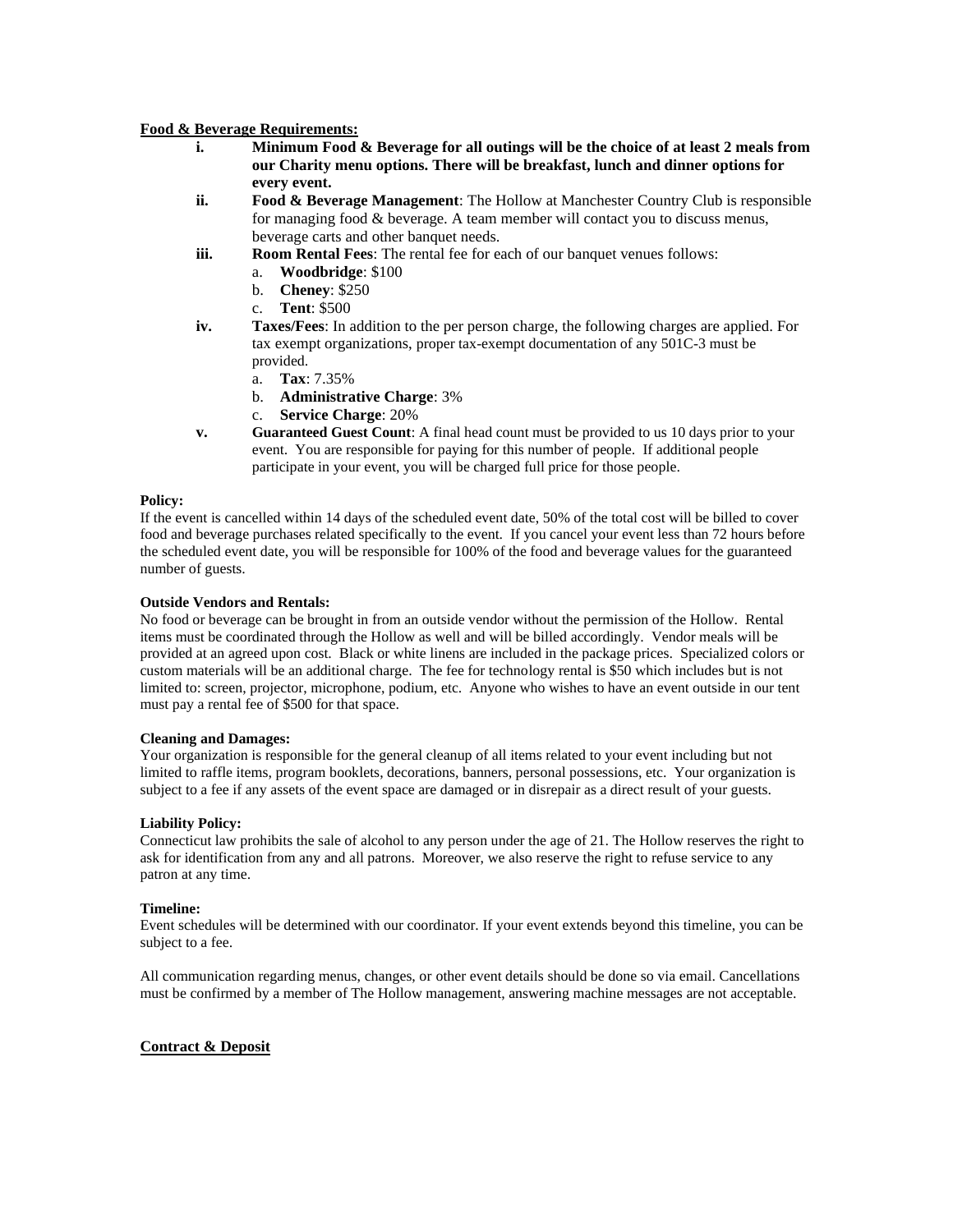**Food & Beverage Requirements:**

i. **Minimum Food & Beverage for all outings will be the choice of at least 2 meals from our Charity menu options. There will be breakfast, lunch and dinner options for every event.**

ii. **Food & Beverage Management**: The Hollow at Manchester Country Club is responsible for managing food & beverage. A team member will contact you to discuss menus, beverage carts and other banquet needs.

iii. **Room Rental Fees**: The rental fee for each of our banquet venues follows:
   a. **Woodbridge**: $100
   b. **Cheney**: $250
   c. **Tent**: $500

iv. **Taxes/Fees**: In addition to the per person charge, the following charges are applied. For tax exempt organizations, proper tax-exempt documentation of any 501C-3 must be provided.
   a. **Tax**: 7.35%
   b. **Administrative Charge**: 3%
   c. **Service Charge**: 20%

v. **Guaranteed Guest Count**: A final head count must be provided to us 10 days prior to your event. You are responsible for paying for this number of people. If additional people participate in your event, you will be charged full price for those people.

**Policy:**

If the event is cancelled within 14 days of the scheduled event date, 50% of the total cost will be billed to cover food and beverage purchases related specifically to the event. If you cancel your event less than 72 hours before the scheduled event date, you will be responsible for 100% of the food and beverage values for the guaranteed number of guests.

**Outside Vendors and Rentals:**

No food or beverage can be brought in from an outside vendor without the permission of the Hollow. Rental items must be coordinated through the Hollow as well and will be billed accordingly. Vendor meals will be provided at an agreed upon cost. Black or white linens are included in the package prices. Specialized colors or custom materials will be an additional charge. The fee for technology rental is $50 which includes but is not limited to: screen, projector, microphone, podium, etc. Anyone who wishes to have an event outside in our tent must pay a rental fee of $500 for that space.

**Cleaning and Damages:**

Your organization is responsible for the general cleanup of all items related to your event including but not limited to raffle items, program booklets, decorations, banners, personal possessions, etc. Your organization is subject to a fee if any assets of the event space are damaged or in disrepair as a direct result of your guests.

**Liability Policy:**

Connecticut law prohibits the sale of alcohol to any person under the age of 21. The Hollow reserves the right to ask for identification from any and all patrons. Moreover, we also reserve the right to refuse service to any patron at any time.

**Timeline:**

Event schedules will be determined with our coordinator. If your event extends beyond this timeline, you can be subject to a fee.

All communication regarding menus, changes, or other event details should be done so via email. Cancellations must be confirmed by a member of The Hollow management, answering machine messages are not acceptable.

**Contract & Deposit**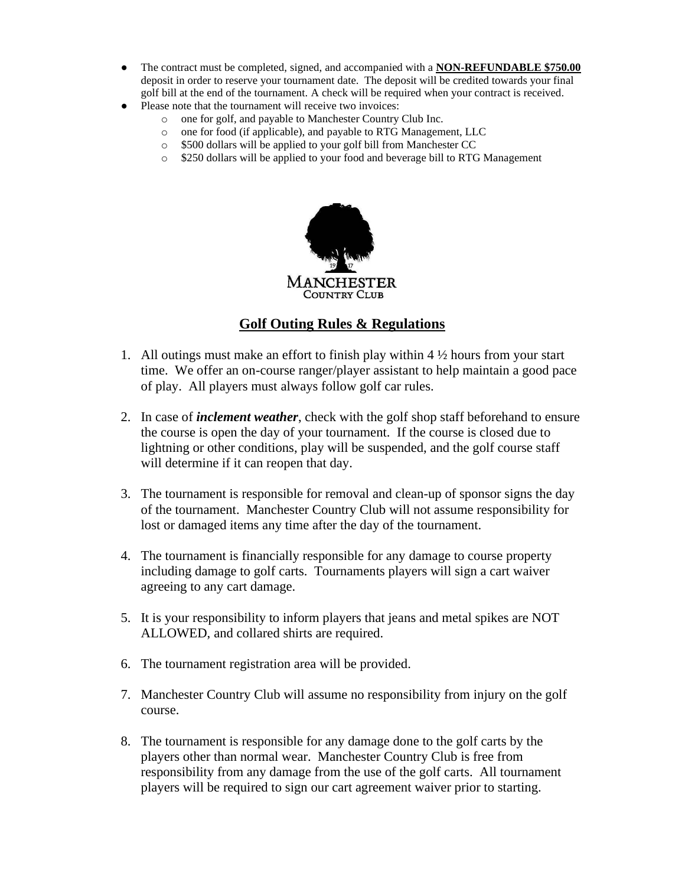- The contract must be completed, signed, and accompanied with a **NON-REFUNDABLE $750.00** deposit in order to reserve your tournament date. The deposit will be credited towards your final golf bill at the end of the tournament. A check will be required when your contract is received.
- Please note that the tournament will receive two invoices:
  - one for golf, and payable to Manchester Country Club Inc.
  - one for food (if applicable), and payable to RTG Management, LLC
  - $500 dollars will be applied to your golf bill from Manchester CC
  - $250 dollars will be applied to your food and beverage bill to RTG Management

MANCHESTER
COUNTRY CLUB

## Golf Outing Rules & Regulations

1. All outings must make an effort to finish play within 4 ½ hours from your start time. We offer an on-course ranger/player assistant to help maintain a good pace of play. All players must always follow golf car rules.

2. In case of ***inclement weather***, check with the golf shop staff beforehand to ensure the course is open the day of your tournament. If the course is closed due to lightning or other conditions, play will be suspended, and the golf course staff will determine if it can reopen that day.

3. The tournament is responsible for removal and clean-up of sponsor signs the day of the tournament. Manchester Country Club will not assume responsibility for lost or damaged items any time after the day of the tournament.

4. The tournament is financially responsible for any damage to course property including damage to golf carts. Tournaments players will sign a cart waiver agreeing to any cart damage.

5. It is your responsibility to inform players that jeans and metal spikes are NOT ALLOWED, and collared shirts are required.

6. The tournament registration area will be provided.

7. Manchester Country Club will assume no responsibility from injury on the golf course.

8. The tournament is responsible for any damage done to the golf carts by the players other than normal wear. Manchester Country Club is free from responsibility from any damage from the use of the golf carts. All tournament players will be required to sign our cart agreement waiver prior to starting.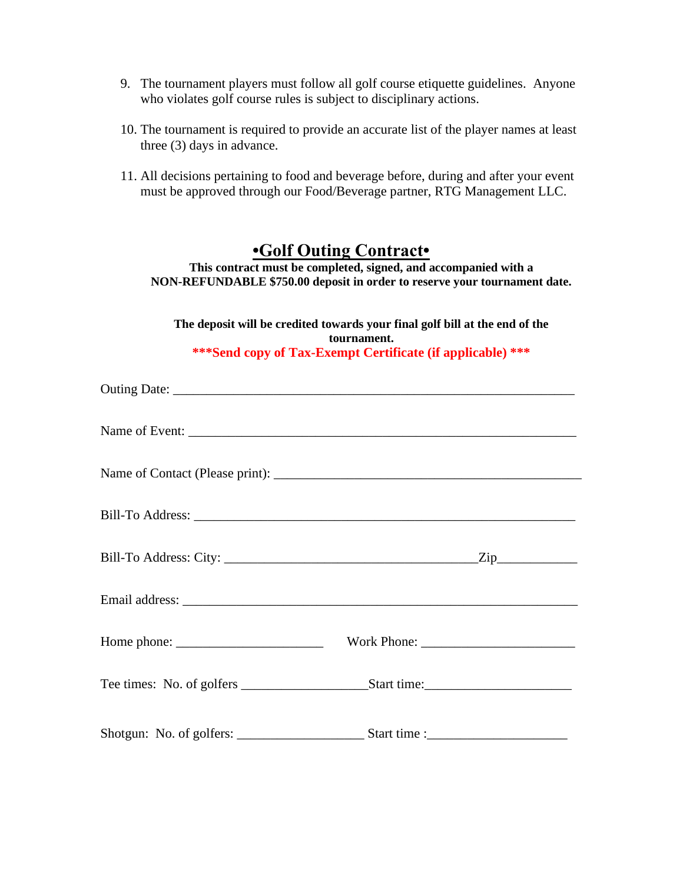9. The tournament players must follow all golf course etiquette guidelines. Anyone who violates golf course rules is subject to disciplinary actions.

10. The tournament is required to provide an accurate list of the player names at least three (3) days in advance.

11. All decisions pertaining to food and beverage before, during and after your event must be approved through our Food/Beverage partner, RTG Management LLC.

# •Golf Outing Contract•

**This contract must be completed, signed, and accompanied with a NON-REFUNDABLE $750.00 deposit in order to reserve your tournament date.**

**The deposit will be credited towards your final golf bill at the end of the tournament.**

**\*\*\*Send copy of Tax-Exempt Certificate (if applicable) \*\*\***

Outing Date: ____________________________________________________________

Name of Event: __________________________________________________________

Name of Contact (Please print): ___________________________________________

Bill-To Address: _________________________________________________________

Bill-To Address: City: ______________________________________Zip___________

Email address: ___________________________________________________________

Home phone: _____________________ Work Phone: ______________________

Tee times: No. of golfers _________________Start time:____________________

Shotgun: No. of golfers: _________________ Start time :___________________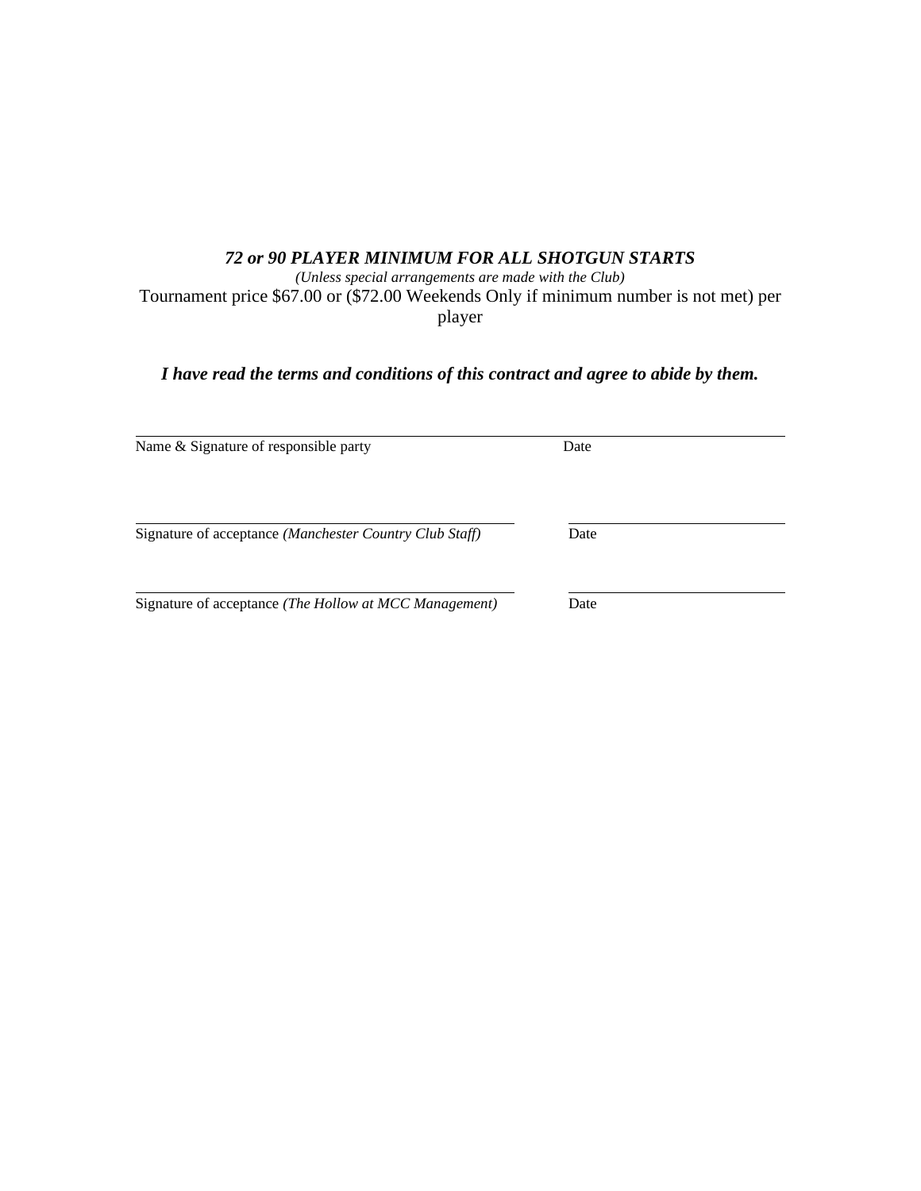***72 or 90 PLAYER MINIMUM FOR ALL SHOTGUN STARTS***

*(Unless special arrangements are made with the Club)*

Tournament price $67.00 or ($72.00 Weekends Only if minimum number is not met) per player

***I have read the terms and conditions of this contract and agree to abide by them.***

\_\_\_\_\_\_\_\_\_\_\_\_\_\_\_\_\_\_\_\_\_\_\_\_\_\_\_\_\_\_\_\_\_\_\_\_\_\_\_\_\_\_\_\_\_\_\_\_\_\_\_\_\_\_\_\_\_\_\_\_

Name & Signature of responsible party Date

\_\_\_\_\_\_\_\_\_\_\_\_\_\_\_\_\_\_\_\_\_\_\_\_\_\_\_\_\_\_\_\_\_\_\_\_\_\_\_\_ \_\_\_\_\_\_\_\_\_\_\_\_\_\_\_\_\_\_\_\_

Signature of acceptance *(Manchester Country Club Staff)* Date

\_\_\_\_\_\_\_\_\_\_\_\_\_\_\_\_\_\_\_\_\_\_\_\_\_\_\_\_\_\_\_\_\_\_\_\_\_\_\_\_ \_\_\_\_\_\_\_\_\_\_\_\_\_\_\_\_\_\_\_\_

Signature of acceptance *(The Hollow at MCC Management)* Date